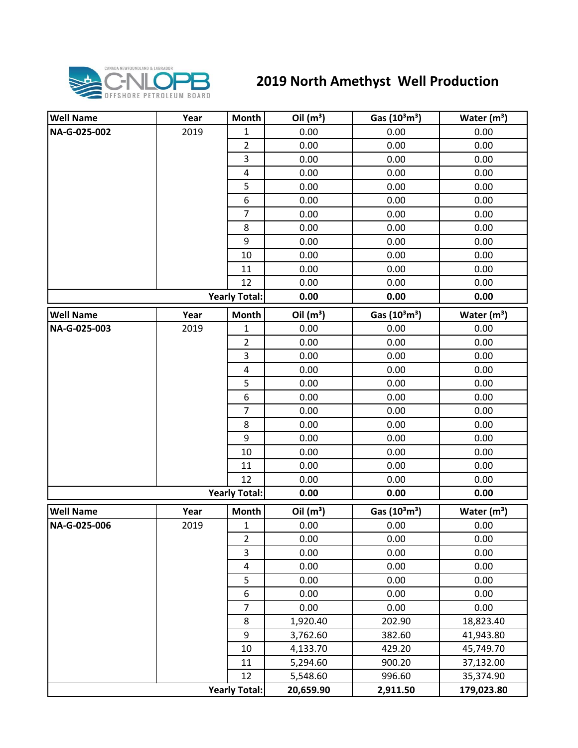# 2019 North Amethyst Well Production

| Well Name | Year | Month | Oil ($m^3$) | Gas ($10^3m^3$) | Water ($m^3$) |
|---|---|---|---|---|---|
| NA-G-025-002 | 2019 | 1 | 0.00 | 0.00 | 0.00 |
| | | 2 | 0.00 | 0.00 | 0.00 |
| | | 3 | 0.00 | 0.00 | 0.00 |
| | | 4 | 0.00 | 0.00 | 0.00 |
| | | 5 | 0.00 | 0.00 | 0.00 |
| | | 6 | 0.00 | 0.00 | 0.00 |
| | | 7 | 0.00 | 0.00 | 0.00 |
| | | 8 | 0.00 | 0.00 | 0.00 |
| | | 9 | 0.00 | 0.00 | 0.00 |
| | | 10 | 0.00 | 0.00 | 0.00 |
| | | 11 | 0.00 | 0.00 | 0.00 |
| | | 12 | 0.00 | 0.00 | 0.00 |
| | | **Yearly Total:** | **0.00** | **0.00** | **0.00** |

| Well Name | Year | Month | Oil ($m^3$) | Gas ($10^3m^3$) | Water ($m^3$) |
|---|---|---|---|---|---|
| NA-G-025-003 | 2019 | 1 | 0.00 | 0.00 | 0.00 |
| | | 2 | 0.00 | 0.00 | 0.00 |
| | | 3 | 0.00 | 0.00 | 0.00 |
| | | 4 | 0.00 | 0.00 | 0.00 |
| | | 5 | 0.00 | 0.00 | 0.00 |
| | | 6 | 0.00 | 0.00 | 0.00 |
| | | 7 | 0.00 | 0.00 | 0.00 |
| | | 8 | 0.00 | 0.00 | 0.00 |
| | | 9 | 0.00 | 0.00 | 0.00 |
| | | 10 | 0.00 | 0.00 | 0.00 |
| | | 11 | 0.00 | 0.00 | 0.00 |
| | | 12 | 0.00 | 0.00 | 0.00 |
| | | **Yearly Total:** | **0.00** | **0.00** | **0.00** |

| Well Name | Year | Month | Oil ($m^3$) | Gas ($10^3m^3$) | Water ($m^3$) |
|---|---|---|---|---|---|
| NA-G-025-006 | 2019 | 1 | 0.00 | 0.00 | 0.00 |
| | | 2 | 0.00 | 0.00 | 0.00 |
| | | 3 | 0.00 | 0.00 | 0.00 |
| | | 4 | 0.00 | 0.00 | 0.00 |
| | | 5 | 0.00 | 0.00 | 0.00 |
| | | 6 | 0.00 | 0.00 | 0.00 |
| | | 7 | 0.00 | 0.00 | 0.00 |
| | | 8 | 1,920.40 | 202.90 | 18,823.40 |
| | | 9 | 3,762.60 | 382.60 | 41,943.80 |
| | | 10 | 4,133.70 | 429.20 | 45,749.70 |
| | | 11 | 5,294.60 | 900.20 | 37,132.00 |
| | | 12 | 5,548.60 | 996.60 | 35,374.90 |
| | | **Yearly Total:** | **20,659.90** | **2,911.50** | **179,023.80** |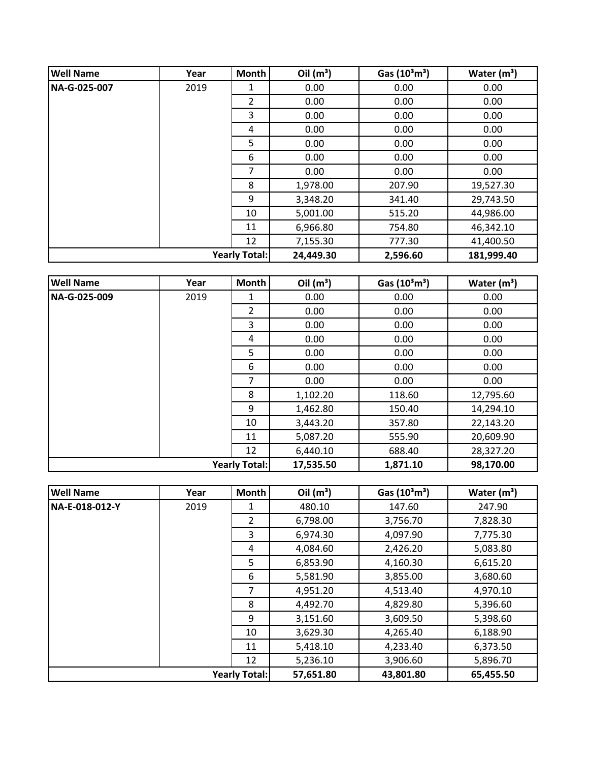| Well Name | Year | Month | Oil ($m^3$) | Gas ($10^3m^3$) | Water ($m^3$) |
|---|---|---|---|---|---|
| NA-G-025-007 | 2019 | 1 | 0.00 | 0.00 | 0.00 |
| | | 2 | 0.00 | 0.00 | 0.00 |
| | | 3 | 0.00 | 0.00 | 0.00 |
| | | 4 | 0.00 | 0.00 | 0.00 |
| | | 5 | 0.00 | 0.00 | 0.00 |
| | | 6 | 0.00 | 0.00 | 0.00 |
| | | 7 | 0.00 | 0.00 | 0.00 |
| | | 8 | 1,978.00 | 207.90 | 19,527.30 |
| | | 9 | 3,348.20 | 341.40 | 29,743.50 |
| | | 10 | 5,001.00 | 515.20 | 44,986.00 |
| | | 11 | 6,966.80 | 754.80 | 46,342.10 |
| | | 12 | 7,155.30 | 777.30 | 41,400.50 |
| | | **Yearly Total:** | **24,449.30** | **2,596.60** | **181,999.40** |

| Well Name | Year | Month | Oil ($m^3$) | Gas ($10^3m^3$) | Water ($m^3$) |
|---|---|---|---|---|---|
| NA-G-025-009 | 2019 | 1 | 0.00 | 0.00 | 0.00 |
| | | 2 | 0.00 | 0.00 | 0.00 |
| | | 3 | 0.00 | 0.00 | 0.00 |
| | | 4 | 0.00 | 0.00 | 0.00 |
| | | 5 | 0.00 | 0.00 | 0.00 |
| | | 6 | 0.00 | 0.00 | 0.00 |
| | | 7 | 0.00 | 0.00 | 0.00 |
| | | 8 | 1,102.20 | 118.60 | 12,795.60 |
| | | 9 | 1,462.80 | 150.40 | 14,294.10 |
| | | 10 | 3,443.20 | 357.80 | 22,143.20 |
| | | 11 | 5,087.20 | 555.90 | 20,609.90 |
| | | 12 | 6,440.10 | 688.40 | 28,327.20 |
| | | **Yearly Total:** | **17,535.50** | **1,871.10** | **98,170.00** |

| Well Name | Year | Month | Oil ($m^3$) | Gas ($10^3m^3$) | Water ($m^3$) |
|---|---|---|---|---|---|
| NA-E-018-012-Y | 2019 | 1 | 480.10 | 147.60 | 247.90 |
| | | 2 | 6,798.00 | 3,756.70 | 7,828.30 |
| | | 3 | 6,974.30 | 4,097.90 | 7,775.30 |
| | | 4 | 4,084.60 | 2,426.20 | 5,083.80 |
| | | 5 | 6,853.90 | 4,160.30 | 6,615.20 |
| | | 6 | 5,581.90 | 3,855.00 | 3,680.60 |
| | | 7 | 4,951.20 | 4,513.40 | 4,970.10 |
| | | 8 | 4,492.70 | 4,829.80 | 5,396.60 |
| | | 9 | 3,151.60 | 3,609.50 | 5,398.60 |
| | | 10 | 3,629.30 | 4,265.40 | 6,188.90 |
| | | 11 | 5,418.10 | 4,233.40 | 6,373.50 |
| | | 12 | 5,236.10 | 3,906.60 | 5,896.70 |
| | | **Yearly Total:** | **57,651.80** | **43,801.80** | **65,455.50** |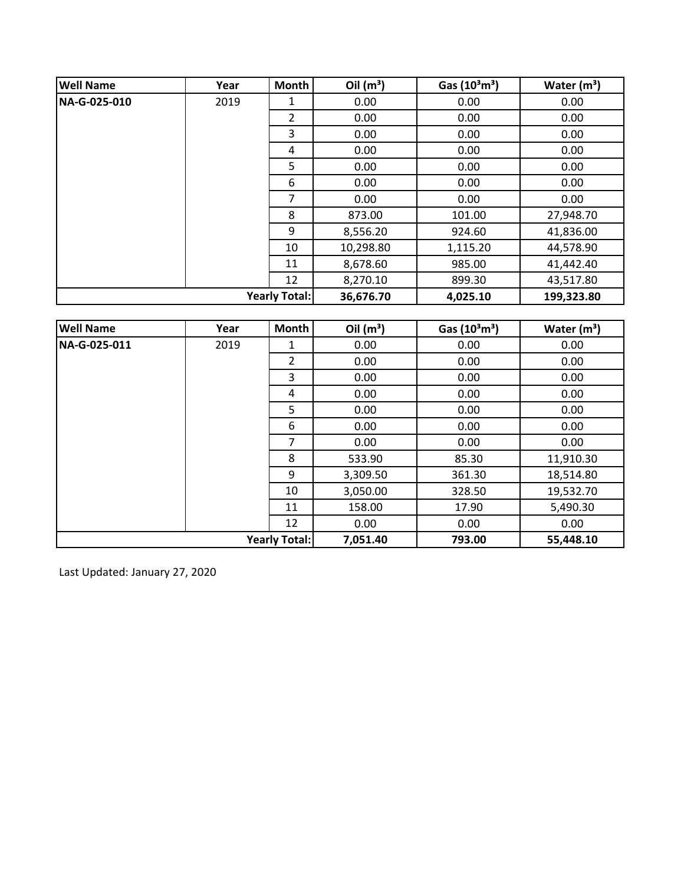| Well Name | Year | Month | Oil ($m^3$) | Gas ($10^3m^3$) | Water ($m^3$) |
|---|---|---|---|---|---|
| NA-G-025-010 | 2019 | 1 | 0.00 | 0.00 | 0.00 |
| | | 2 | 0.00 | 0.00 | 0.00 |
| | | 3 | 0.00 | 0.00 | 0.00 |
| | | 4 | 0.00 | 0.00 | 0.00 |
| | | 5 | 0.00 | 0.00 | 0.00 |
| | | 6 | 0.00 | 0.00 | 0.00 |
| | | 7 | 0.00 | 0.00 | 0.00 |
| | | 8 | 873.00 | 101.00 | 27,948.70 |
| | | 9 | 8,556.20 | 924.60 | 41,836.00 |
| | | 10 | 10,298.80 | 1,115.20 | 44,578.90 |
| | | 11 | 8,678.60 | 985.00 | 41,442.40 |
| | | 12 | 8,270.10 | 899.30 | 43,517.80 |
| | | **Yearly Total:** | **36,676.70** | **4,025.10** | **199,323.80** |

| Well Name | Year | Month | Oil ($m^3$) | Gas ($10^3m^3$) | Water ($m^3$) |
|---|---|---|---|---|---|
| NA-G-025-011 | 2019 | 1 | 0.00 | 0.00 | 0.00 |
| | | 2 | 0.00 | 0.00 | 0.00 |
| | | 3 | 0.00 | 0.00 | 0.00 |
| | | 4 | 0.00 | 0.00 | 0.00 |
| | | 5 | 0.00 | 0.00 | 0.00 |
| | | 6 | 0.00 | 0.00 | 0.00 |
| | | 7 | 0.00 | 0.00 | 0.00 |
| | | 8 | 533.90 | 85.30 | 11,910.30 |
| | | 9 | 3,309.50 | 361.30 | 18,514.80 |
| | | 10 | 3,050.00 | 328.50 | 19,532.70 |
| | | 11 | 158.00 | 17.90 | 5,490.30 |
| | | 12 | 0.00 | 0.00 | 0.00 |
| | | **Yearly Total:** | **7,051.40** | **793.00** | **55,448.10** |

Last Updated: January 27, 2020